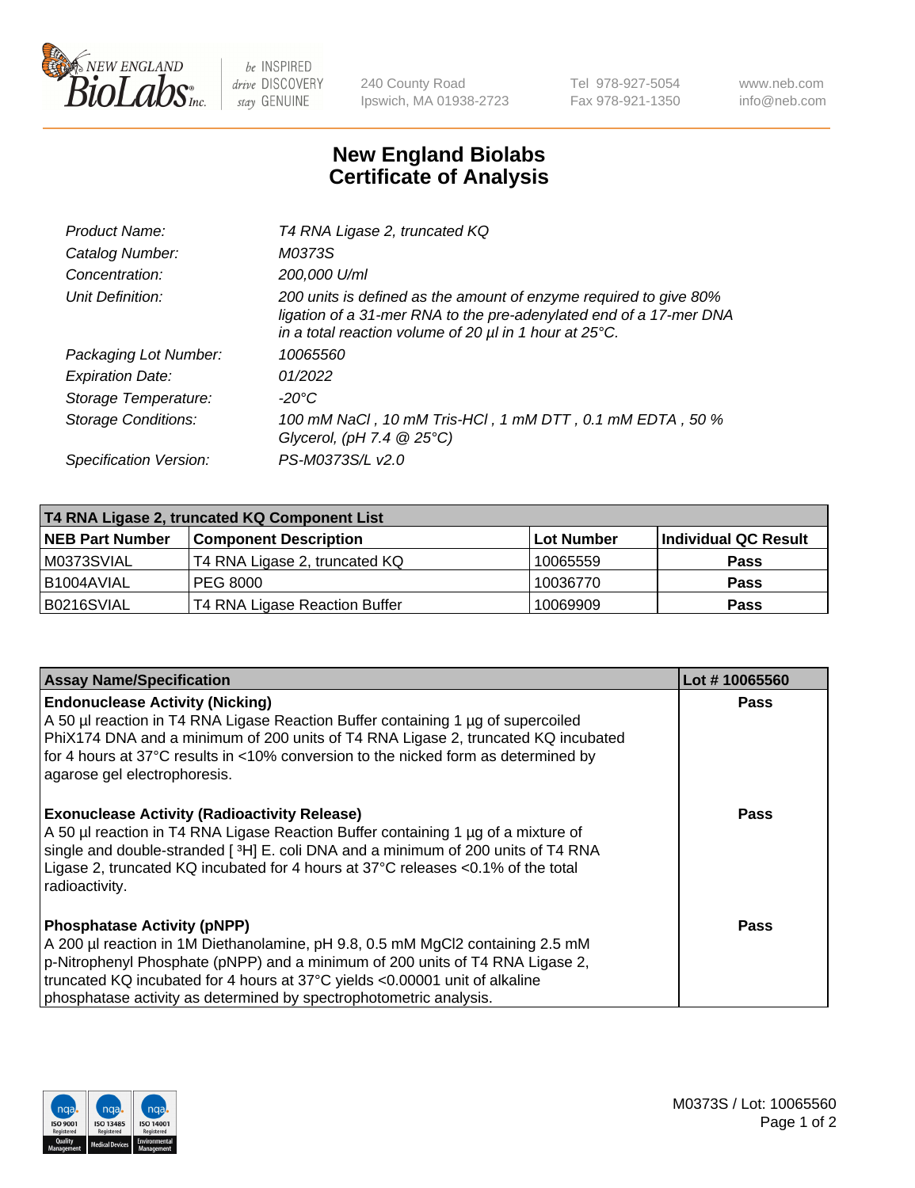New England BioLabs Inc. — be INSPIRED drive DISCOVERY stay GENUINE

240 County Road
Ipswich, MA 01938-2723

Tel 978-927-5054
Fax 978-921-1350

www.neb.com
info@neb.com

# New England Biolabs Certificate of Analysis

| | |
|---|---|
| *Product Name:* | *T4 RNA Ligase 2, truncated KQ* |
| *Catalog Number:* | *M0373S* |
| *Concentration:* | *200,000 U/ml* |
| *Unit Definition:* | *200 units is defined as the amount of enzyme required to give 80% ligation of a 31-mer RNA to the pre-adenylated end of a 17-mer DNA in a total reaction volume of 20 µl in 1 hour at 25°C.* |
| *Packaging Lot Number:* | *10065560* |
| *Expiration Date:* | *01/2022* |
| *Storage Temperature:* | *-20°C* |
| *Storage Conditions:* | *100 mM NaCl , 10 mM Tris-HCl , 1 mM DTT , 0.1 mM EDTA , 50 % Glycerol, (pH 7.4 @ 25°C)* |
| *Specification Version:* | *PS-M0373S/L v2.0* |

| T4 RNA Ligase 2, truncated KQ Component List | | | |
|---|---|---|---|
| **NEB Part Number** | **Component Description** | **Lot Number** | **Individual QC Result** |
| M0373SVIAL | T4 RNA Ligase 2, truncated KQ | 10065559 | **Pass** |
| B1004AVIAL | PEG 8000 | 10036770 | **Pass** |
| B0216SVIAL | T4 RNA Ligase Reaction Buffer | 10069909 | **Pass** |

| Assay Name/Specification | Lot # 10065560 |
|---|---|
| **Endonuclease Activity (Nicking)** A 50 µl reaction in T4 RNA Ligase Reaction Buffer containing 1 µg of supercoiled PhiX174 DNA and a minimum of 200 units of T4 RNA Ligase 2, truncated KQ incubated for 4 hours at 37°C results in <10% conversion to the nicked form as determined by agarose gel electrophoresis. | **Pass** |
| **Exonuclease Activity (Radioactivity Release)** A 50 µl reaction in T4 RNA Ligase Reaction Buffer containing 1 µg of a mixture of single and double-stranded [ $^3$H] E. coli DNA and a minimum of 200 units of T4 RNA Ligase 2, truncated KQ incubated for 4 hours at 37°C releases <0.1% of the total radioactivity. | **Pass** |
| **Phosphatase Activity (pNPP)** A 200 µl reaction in 1M Diethanolamine, pH 9.8, 0.5 mM $MgCl_2$ containing 2.5 mM p-Nitrophenyl Phosphate (pNPP) and a minimum of 200 units of T4 RNA Ligase 2, truncated KQ incubated for 4 hours at 37°C yields <0.00001 unit of alkaline phosphatase activity as determined by spectrophotometric analysis. | **Pass** |

ISO 9001 Registered Quality Management · ISO 13485 Registered Medical Devices · ISO 14001 Registered Environmental Management

M0373S / Lot: 10065560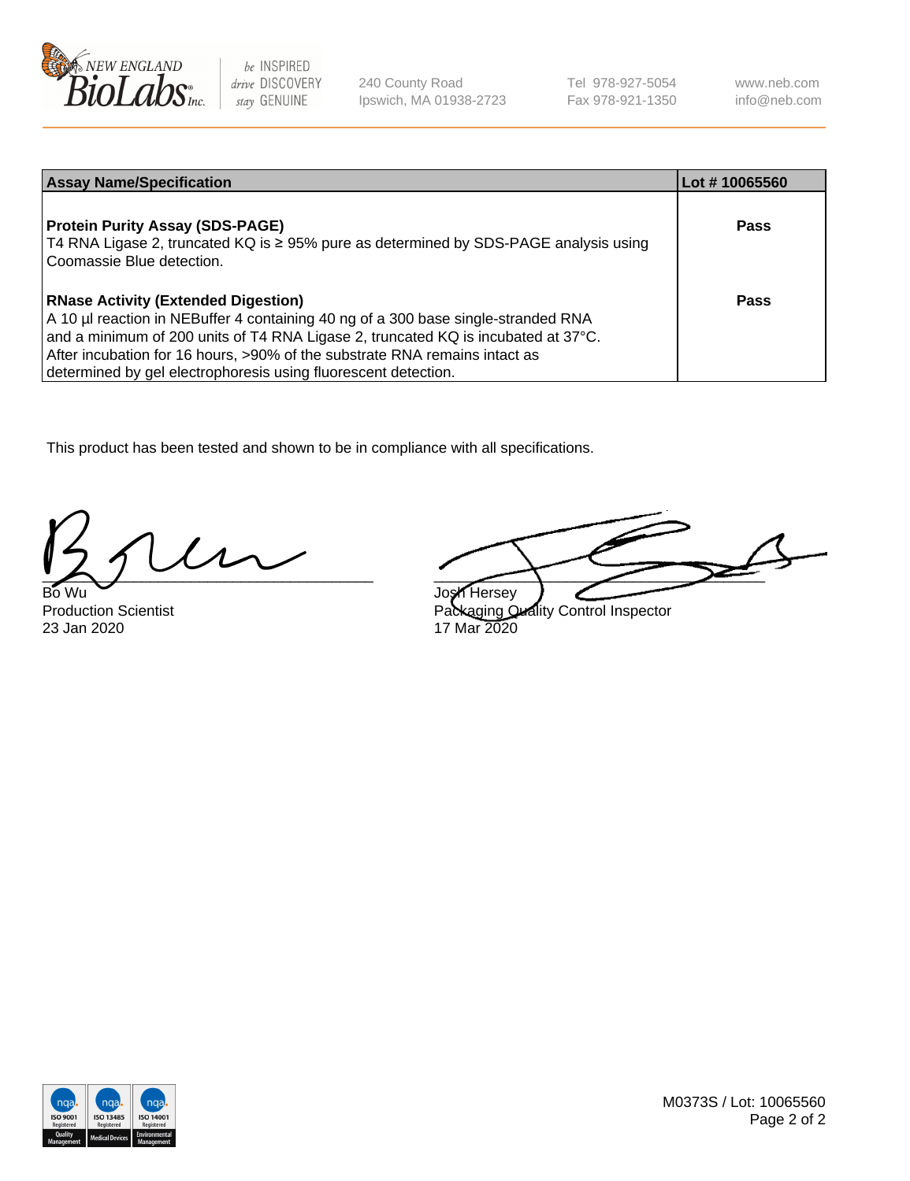| Assay Name/Specification | Lot # 10065560 |
| --- | --- |
| **Protein Purity Assay (SDS-PAGE)**<br>T4 RNA Ligase 2, truncated KQ is ≥ 95% pure as determined by SDS-PAGE analysis using Coomassie Blue detection. | **Pass** |
| **RNase Activity (Extended Digestion)**<br>A 10 µl reaction in NEBuffer 4 containing 40 ng of a 300 base single-stranded RNA and a minimum of 200 units of T4 RNA Ligase 2, truncated KQ is incubated at 37°C. After incubation for 16 hours, >90% of the substrate RNA remains intact as determined by gel electrophoresis using fluorescent detection. | **Pass** |

This product has been tested and shown to be in compliance with all specifications.

Bo Wu
Production Scientist
23 Jan 2020

Josh Hersey
Packaging Quality Control Inspector
17 Mar 2020

M0373S / Lot: 10065560